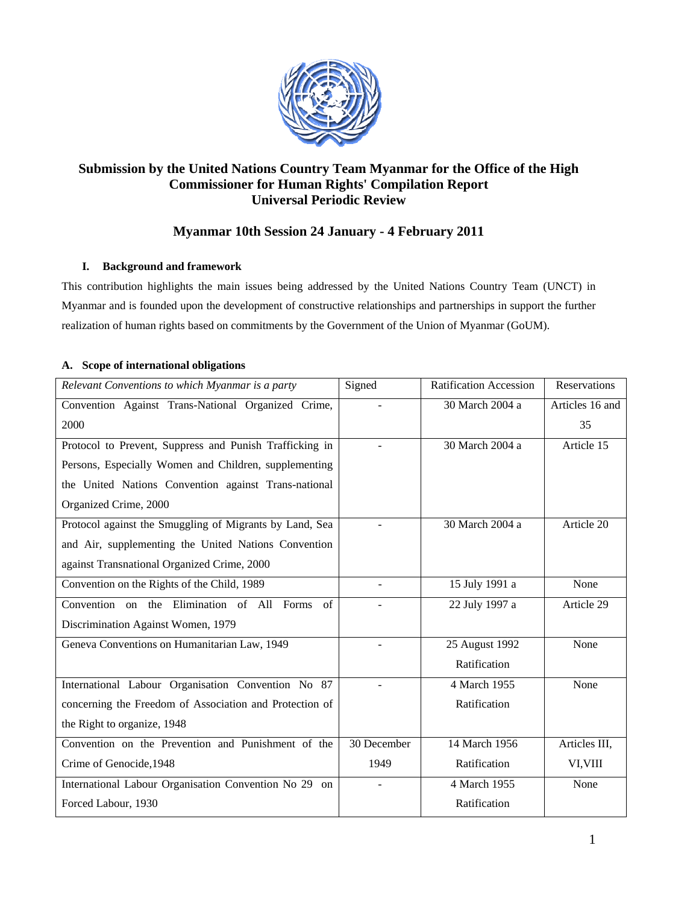# Submission by the United Nations Country Team Myanmar for the Office of the High Commissioner for Human Rights' Compilation Report Universal Periodic Review

## Myanmar 10th Session 24 January - 4 February 2011

### I. Background and framework

This contribution highlights the main issues being addressed by the United Nations Country Team (UNCT) in Myanmar and is founded upon the development of constructive relationships and partnerships in support the further realization of human rights based on commitments by the Government of the Union of Myanmar (GoUM).

### A. Scope of international obligations

| *Relevant Conventions to which Myanmar is a party* | Signed | Ratification Accession | Reservations |
|---|---|---|---|
| Convention Against Trans-National Organized Crime, 2000 | - | 30 March 2004 a | Articles 16 and 35 |
| Protocol to Prevent, Suppress and Punish Trafficking in Persons, Especially Women and Children, supplementing the United Nations Convention against Trans-national Organized Crime, 2000 | - | 30 March 2004 a | Article 15 |
| Protocol against the Smuggling of Migrants by Land, Sea and Air, supplementing the United Nations Convention against Transnational Organized Crime, 2000 | - | 30 March 2004 a | Article 20 |
| Convention on the Rights of the Child, 1989 | - | 15 July 1991 a | None |
| Convention on the Elimination of All Forms of Discrimination Against Women, 1979 | - | 22 July 1997 a | Article 29 |
| Geneva Conventions on Humanitarian Law, 1949 | - | 25 August 1992 Ratification | None |
| International Labour Organisation Convention No 87 concerning the Freedom of Association and Protection of the Right to organize, 1948 | - | 4 March 1955 Ratification | None |
| Convention on the Prevention and Punishment of the Crime of Genocide,1948 | 30 December 1949 | 14 March 1956 Ratification | Articles III, VI,VIII |
| International Labour Organisation Convention No 29 on Forced Labour, 1930 | - | 4 March 1955 Ratification | None |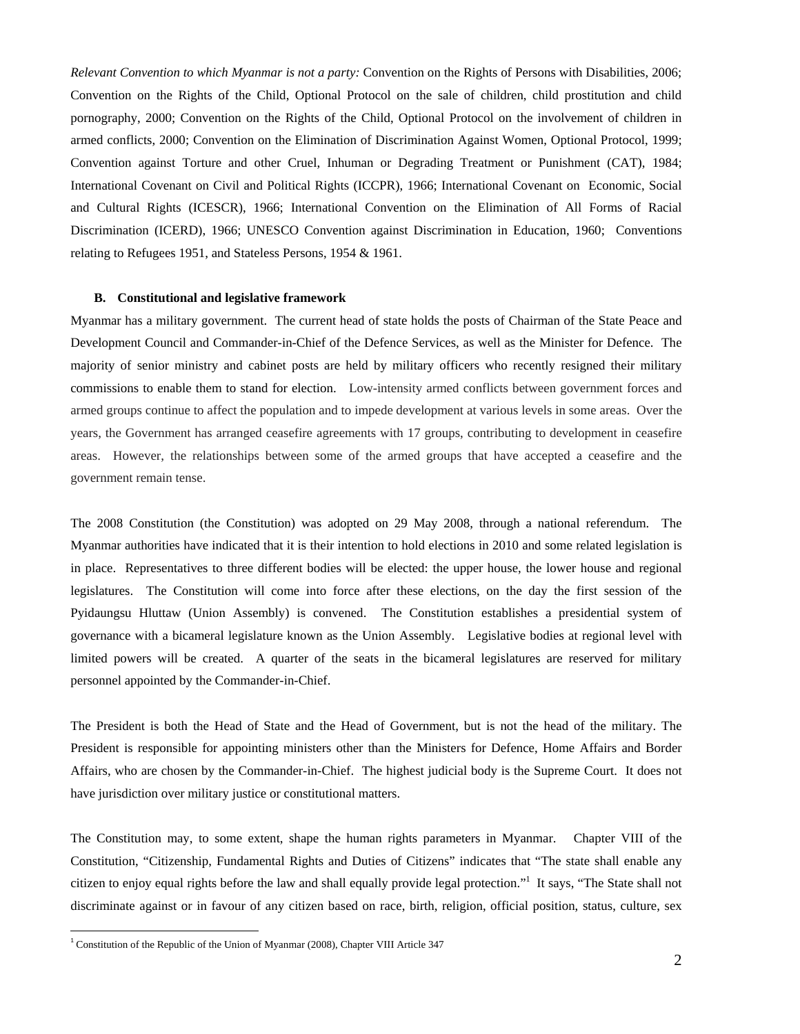*Relevant Convention to which Myanmar is not a party:* Convention on the Rights of Persons with Disabilities, 2006; Convention on the Rights of the Child, Optional Protocol on the sale of children, child prostitution and child pornography, 2000; Convention on the Rights of the Child, Optional Protocol on the involvement of children in armed conflicts, 2000; Convention on the Elimination of Discrimination Against Women, Optional Protocol, 1999; Convention against Torture and other Cruel, Inhuman or Degrading Treatment or Punishment (CAT), 1984; International Covenant on Civil and Political Rights (ICCPR), 1966; International Covenant on Economic, Social and Cultural Rights (ICESCR), 1966; International Convention on the Elimination of All Forms of Racial Discrimination (ICERD), 1966; UNESCO Convention against Discrimination in Education, 1960; Conventions relating to Refugees 1951, and Stateless Persons, 1954 & 1961.

### B. Constitutional and legislative framework

Myanmar has a military government. The current head of state holds the posts of Chairman of the State Peace and Development Council and Commander-in-Chief of the Defence Services, as well as the Minister for Defence. The majority of senior ministry and cabinet posts are held by military officers who recently resigned their military commissions to enable them to stand for election. Low-intensity armed conflicts between government forces and armed groups continue to affect the population and to impede development at various levels in some areas. Over the years, the Government has arranged ceasefire agreements with 17 groups, contributing to development in ceasefire areas. However, the relationships between some of the armed groups that have accepted a ceasefire and the government remain tense.

The 2008 Constitution (the Constitution) was adopted on 29 May 2008, through a national referendum. The Myanmar authorities have indicated that it is their intention to hold elections in 2010 and some related legislation is in place. Representatives to three different bodies will be elected: the upper house, the lower house and regional legislatures. The Constitution will come into force after these elections, on the day the first session of the Pyidaungsu Hluttaw (Union Assembly) is convened. The Constitution establishes a presidential system of governance with a bicameral legislature known as the Union Assembly. Legislative bodies at regional level with limited powers will be created. A quarter of the seats in the bicameral legislatures are reserved for military personnel appointed by the Commander-in-Chief.

The President is both the Head of State and the Head of Government, but is not the head of the military. The President is responsible for appointing ministers other than the Ministers for Defence, Home Affairs and Border Affairs, who are chosen by the Commander-in-Chief. The highest judicial body is the Supreme Court. It does not have jurisdiction over military justice or constitutional matters.

The Constitution may, to some extent, shape the human rights parameters in Myanmar. Chapter VIII of the Constitution, "Citizenship, Fundamental Rights and Duties of Citizens" indicates that "The state shall enable any citizen to enjoy equal rights before the law and shall equally provide legal protection."[1] It says, "The State shall not discriminate against or in favour of any citizen based on race, birth, religion, official position, status, culture, sex

[1] Constitution of the Republic of the Union of Myanmar (2008), Chapter VIII Article 347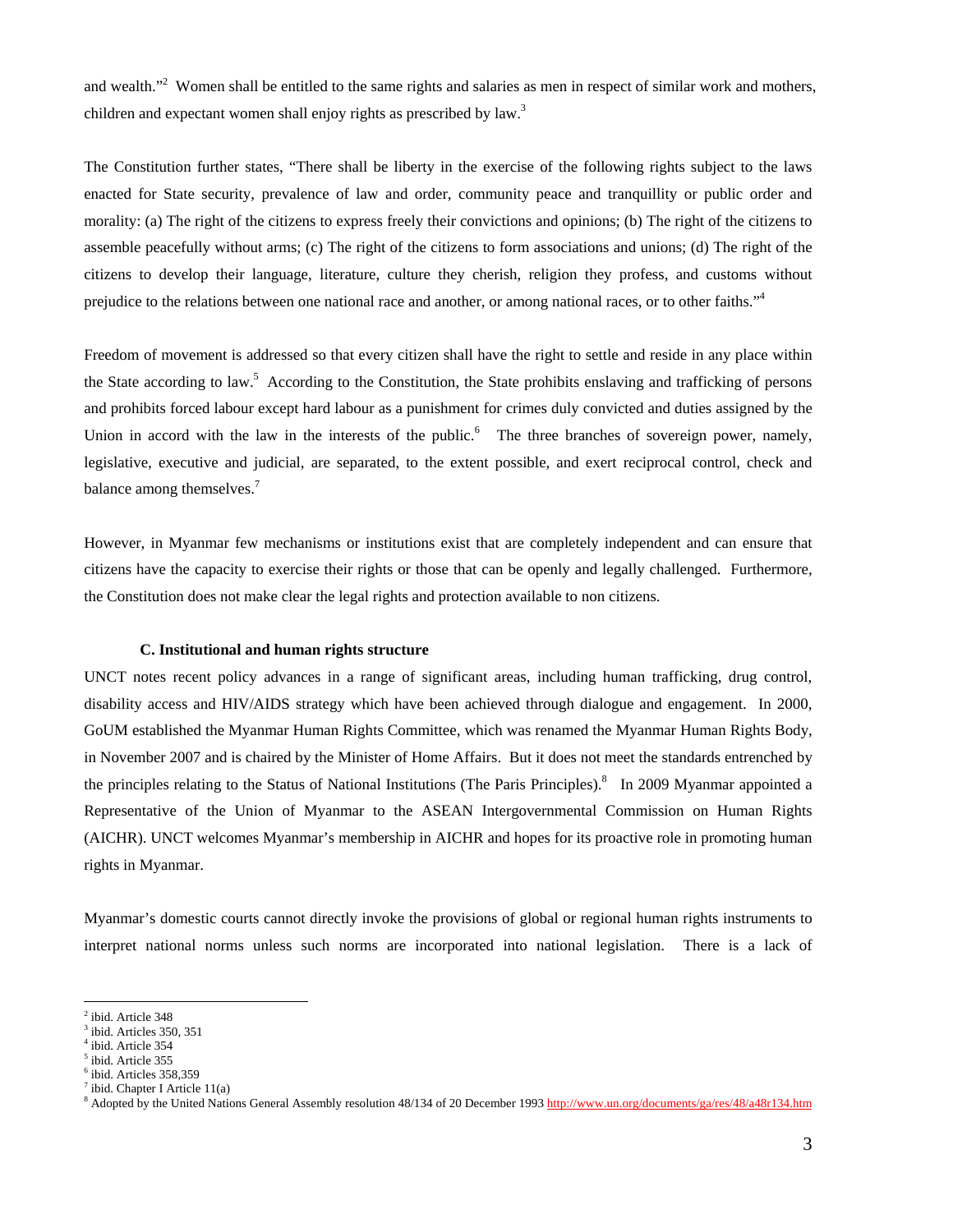and wealth."[2] Women shall be entitled to the same rights and salaries as men in respect of similar work and mothers, children and expectant women shall enjoy rights as prescribed by law.[3]

The Constitution further states, "There shall be liberty in the exercise of the following rights subject to the laws enacted for State security, prevalence of law and order, community peace and tranquillity or public order and morality: (a) The right of the citizens to express freely their convictions and opinions; (b) The right of the citizens to assemble peacefully without arms; (c) The right of the citizens to form associations and unions; (d) The right of the citizens to develop their language, literature, culture they cherish, religion they profess, and customs without prejudice to the relations between one national race and another, or among national races, or to other faiths."[4]

Freedom of movement is addressed so that every citizen shall have the right to settle and reside in any place within the State according to law.[5] According to the Constitution, the State prohibits enslaving and trafficking of persons and prohibits forced labour except hard labour as a punishment for crimes duly convicted and duties assigned by the Union in accord with the law in the interests of the public.[6] The three branches of sovereign power, namely, legislative, executive and judicial, are separated, to the extent possible, and exert reciprocal control, check and balance among themselves.[7]

However, in Myanmar few mechanisms or institutions exist that are completely independent and can ensure that citizens have the capacity to exercise their rights or those that can be openly and legally challenged. Furthermore, the Constitution does not make clear the legal rights and protection available to non citizens.

### C. Institutional and human rights structure

UNCT notes recent policy advances in a range of significant areas, including human trafficking, drug control, disability access and HIV/AIDS strategy which have been achieved through dialogue and engagement. In 2000, GoUM established the Myanmar Human Rights Committee, which was renamed the Myanmar Human Rights Body, in November 2007 and is chaired by the Minister of Home Affairs. But it does not meet the standards entrenched by the principles relating to the Status of National Institutions (The Paris Principles).[8] In 2009 Myanmar appointed a Representative of the Union of Myanmar to the ASEAN Intergovernmental Commission on Human Rights (AICHR). UNCT welcomes Myanmar's membership in AICHR and hopes for its proactive role in promoting human rights in Myanmar.

Myanmar's domestic courts cannot directly invoke the provisions of global or regional human rights instruments to interpret national norms unless such norms are incorporated into national legislation. There is a lack of

---

[2] ibid. Article 348
[3] ibid. Articles 350, 351
[4] ibid. Article 354
[5] ibid. Article 355
[6] ibid. Articles 358,359
[7] ibid. Chapter I Article 11(a)
[8] Adopted by the United Nations General Assembly resolution 48/134 of 20 December 1993 http://www.un.org/documents/ga/res/48/a48r134.htm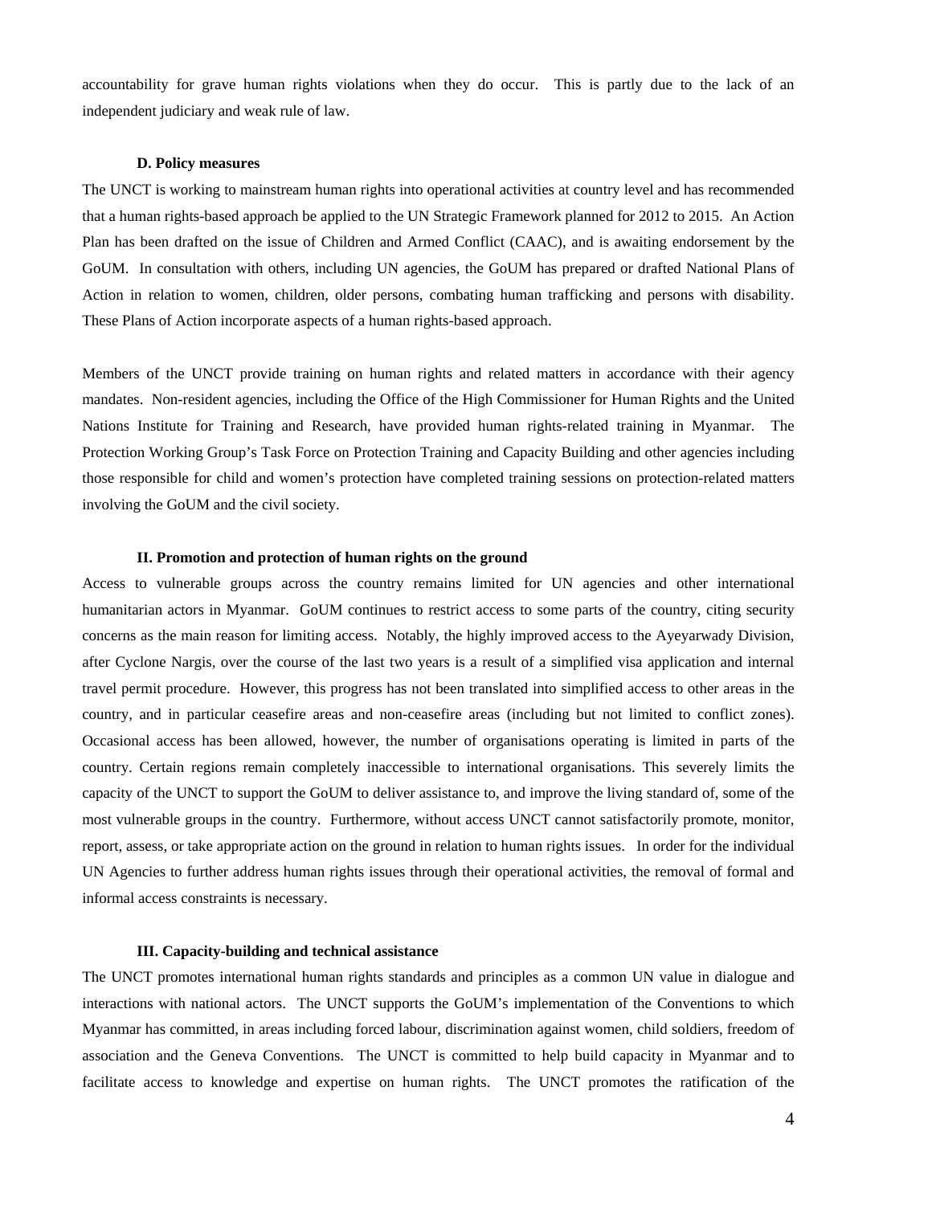accountability for grave human rights violations when they do occur. This is partly due to the lack of an independent judiciary and weak rule of law.

### D. Policy measures

The UNCT is working to mainstream human rights into operational activities at country level and has recommended that a human rights-based approach be applied to the UN Strategic Framework planned for 2012 to 2015. An Action Plan has been drafted on the issue of Children and Armed Conflict (CAAC), and is awaiting endorsement by the GoUM. In consultation with others, including UN agencies, the GoUM has prepared or drafted National Plans of Action in relation to women, children, older persons, combating human trafficking and persons with disability. These Plans of Action incorporate aspects of a human rights-based approach.

Members of the UNCT provide training on human rights and related matters in accordance with their agency mandates. Non-resident agencies, including the Office of the High Commissioner for Human Rights and the United Nations Institute for Training and Research, have provided human rights-related training in Myanmar. The Protection Working Group's Task Force on Protection Training and Capacity Building and other agencies including those responsible for child and women's protection have completed training sessions on protection-related matters involving the GoUM and the civil society.

## II. Promotion and protection of human rights on the ground

Access to vulnerable groups across the country remains limited for UN agencies and other international humanitarian actors in Myanmar. GoUM continues to restrict access to some parts of the country, citing security concerns as the main reason for limiting access. Notably, the highly improved access to the Ayeyarwady Division, after Cyclone Nargis, over the course of the last two years is a result of a simplified visa application and internal travel permit procedure. However, this progress has not been translated into simplified access to other areas in the country, and in particular ceasefire areas and non-ceasefire areas (including but not limited to conflict zones). Occasional access has been allowed, however, the number of organisations operating is limited in parts of the country. Certain regions remain completely inaccessible to international organisations. This severely limits the capacity of the UNCT to support the GoUM to deliver assistance to, and improve the living standard of, some of the most vulnerable groups in the country. Furthermore, without access UNCT cannot satisfactorily promote, monitor, report, assess, or take appropriate action on the ground in relation to human rights issues. In order for the individual UN Agencies to further address human rights issues through their operational activities, the removal of formal and informal access constraints is necessary.

## III. Capacity-building and technical assistance

The UNCT promotes international human rights standards and principles as a common UN value in dialogue and interactions with national actors. The UNCT supports the GoUM's implementation of the Conventions to which Myanmar has committed, in areas including forced labour, discrimination against women, child soldiers, freedom of association and the Geneva Conventions. The UNCT is committed to help build capacity in Myanmar and to facilitate access to knowledge and expertise on human rights. The UNCT promotes the ratification of the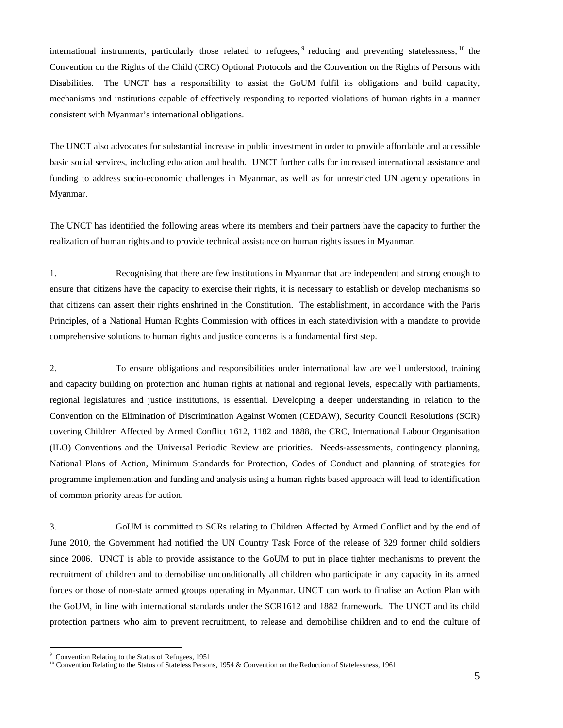international instruments, particularly those related to refugees,[9] reducing and preventing statelessness,[10] the Convention on the Rights of the Child (CRC) Optional Protocols and the Convention on the Rights of Persons with Disabilities. The UNCT has a responsibility to assist the GoUM fulfil its obligations and build capacity, mechanisms and institutions capable of effectively responding to reported violations of human rights in a manner consistent with Myanmar's international obligations.

The UNCT also advocates for substantial increase in public investment in order to provide affordable and accessible basic social services, including education and health. UNCT further calls for increased international assistance and funding to address socio-economic challenges in Myanmar, as well as for unrestricted UN agency operations in Myanmar.

The UNCT has identified the following areas where its members and their partners have the capacity to further the realization of human rights and to provide technical assistance on human rights issues in Myanmar.

1. Recognising that there are few institutions in Myanmar that are independent and strong enough to ensure that citizens have the capacity to exercise their rights, it is necessary to establish or develop mechanisms so that citizens can assert their rights enshrined in the Constitution. The establishment, in accordance with the Paris Principles, of a National Human Rights Commission with offices in each state/division with a mandate to provide comprehensive solutions to human rights and justice concerns is a fundamental first step.

2. To ensure obligations and responsibilities under international law are well understood, training and capacity building on protection and human rights at national and regional levels, especially with parliaments, regional legislatures and justice institutions, is essential. Developing a deeper understanding in relation to the Convention on the Elimination of Discrimination Against Women (CEDAW), Security Council Resolutions (SCR) covering Children Affected by Armed Conflict 1612, 1182 and 1888, the CRC, International Labour Organisation (ILO) Conventions and the Universal Periodic Review are priorities. Needs-assessments, contingency planning, National Plans of Action, Minimum Standards for Protection, Codes of Conduct and planning of strategies for programme implementation and funding and analysis using a human rights based approach will lead to identification of common priority areas for action.

3. GoUM is committed to SCRs relating to Children Affected by Armed Conflict and by the end of June 2010, the Government had notified the UN Country Task Force of the release of 329 former child soldiers since 2006. UNCT is able to provide assistance to the GoUM to put in place tighter mechanisms to prevent the recruitment of children and to demobilise unconditionally all children who participate in any capacity in its armed forces or those of non-state armed groups operating in Myanmar. UNCT can work to finalise an Action Plan with the GoUM, in line with international standards under the SCR1612 and 1882 framework. The UNCT and its child protection partners who aim to prevent recruitment, to release and demobilise children and to end the culture of

[9] Convention Relating to the Status of Refugees, 1951

[10] Convention Relating to the Status of Stateless Persons, 1954 & Convention on the Reduction of Statelessness, 1961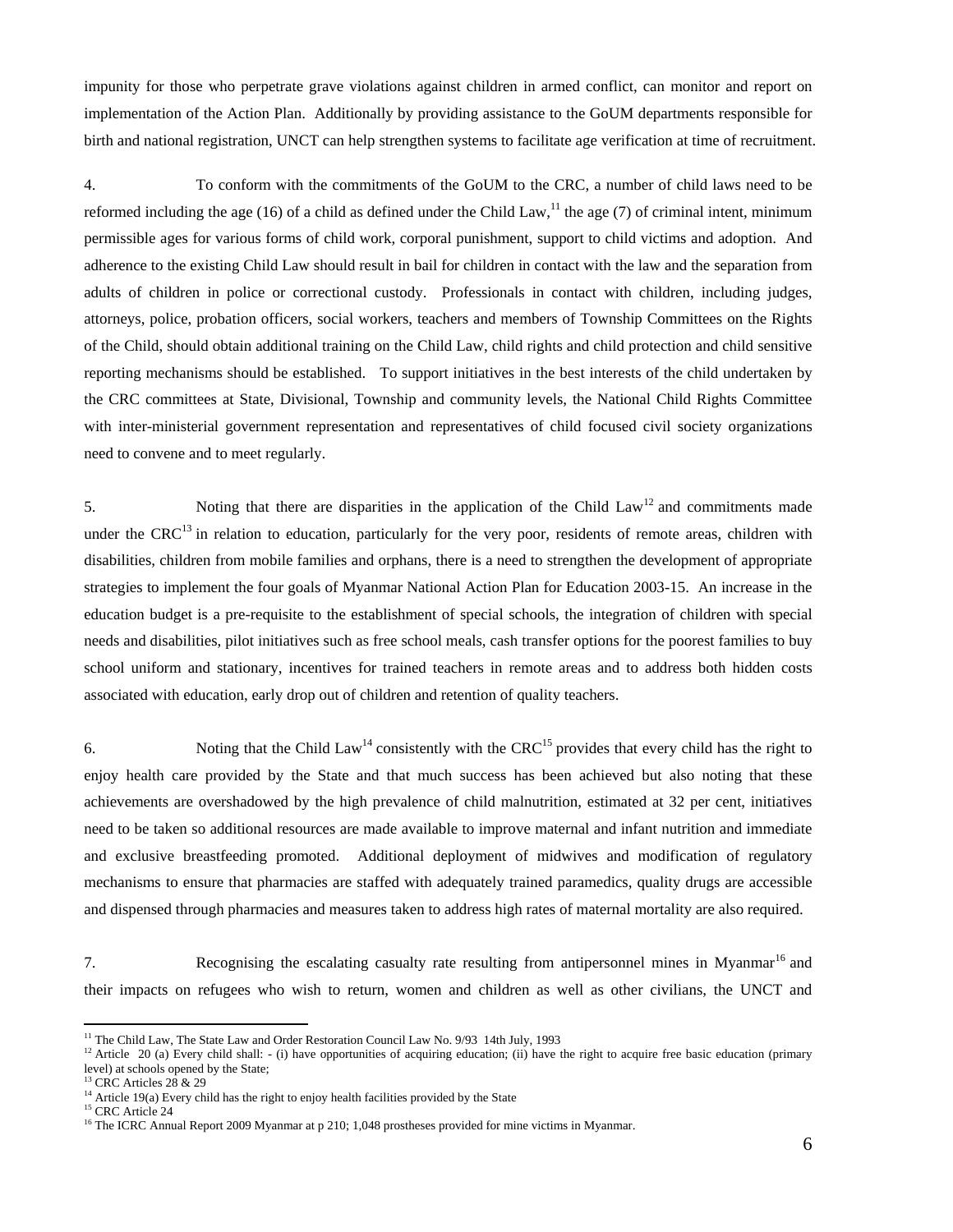impunity for those who perpetrate grave violations against children in armed conflict, can monitor and report on implementation of the Action Plan. Additionally by providing assistance to the GoUM departments responsible for birth and national registration, UNCT can help strengthen systems to facilitate age verification at time of recruitment.

4. To conform with the commitments of the GoUM to the CRC, a number of child laws need to be reformed including the age (16) of a child as defined under the Child Law,[11] the age (7) of criminal intent, minimum permissible ages for various forms of child work, corporal punishment, support to child victims and adoption. And adherence to the existing Child Law should result in bail for children in contact with the law and the separation from adults of children in police or correctional custody. Professionals in contact with children, including judges, attorneys, police, probation officers, social workers, teachers and members of Township Committees on the Rights of the Child, should obtain additional training on the Child Law, child rights and child protection and child sensitive reporting mechanisms should be established. To support initiatives in the best interests of the child undertaken by the CRC committees at State, Divisional, Township and community levels, the National Child Rights Committee with inter-ministerial government representation and representatives of child focused civil society organizations need to convene and to meet regularly.

5. Noting that there are disparities in the application of the Child Law[12] and commitments made under the CRC[13] in relation to education, particularly for the very poor, residents of remote areas, children with disabilities, children from mobile families and orphans, there is a need to strengthen the development of appropriate strategies to implement the four goals of Myanmar National Action Plan for Education 2003-15. An increase in the education budget is a pre-requisite to the establishment of special schools, the integration of children with special needs and disabilities, pilot initiatives such as free school meals, cash transfer options for the poorest families to buy school uniform and stationary, incentives for trained teachers in remote areas and to address both hidden costs associated with education, early drop out of children and retention of quality teachers.

6. Noting that the Child Law[14] consistently with the CRC[15] provides that every child has the right to enjoy health care provided by the State and that much success has been achieved but also noting that these achievements are overshadowed by the high prevalence of child malnutrition, estimated at 32 per cent, initiatives need to be taken so additional resources are made available to improve maternal and infant nutrition and immediate and exclusive breastfeeding promoted. Additional deployment of midwives and modification of regulatory mechanisms to ensure that pharmacies are staffed with adequately trained paramedics, quality drugs are accessible and dispensed through pharmacies and measures taken to address high rates of maternal mortality are also required.

7. Recognising the escalating casualty rate resulting from antipersonnel mines in Myanmar[16] and their impacts on refugees who wish to return, women and children as well as other civilians, the UNCT and

---

[11] The Child Law, The State Law and Order Restoration Council Law No. 9/93 14th July, 1993

[12] Article 20 (a) Every child shall: - (i) have opportunities of acquiring education; (ii) have the right to acquire free basic education (primary level) at schools opened by the State;

[13] CRC Articles 28 & 29

[14] Article 19(a) Every child has the right to enjoy health facilities provided by the State

[15] CRC Article 24

[16] The ICRC Annual Report 2009 Myanmar at p 210; 1,048 prostheses provided for mine victims in Myanmar.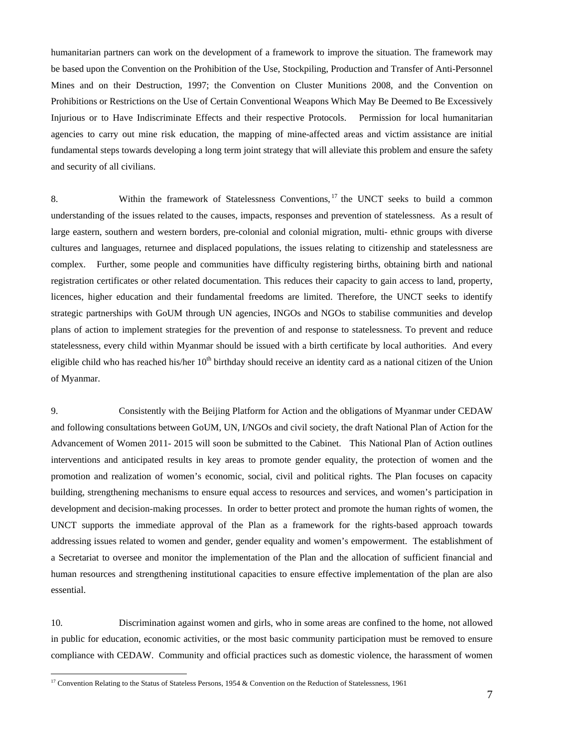humanitarian partners can work on the development of a framework to improve the situation. The framework may be based upon the Convention on the Prohibition of the Use, Stockpiling, Production and Transfer of Anti-Personnel Mines and on their Destruction, 1997; the Convention on Cluster Munitions 2008, and the Convention on Prohibitions or Restrictions on the Use of Certain Conventional Weapons Which May Be Deemed to Be Excessively Injurious or to Have Indiscriminate Effects and their respective Protocols. Permission for local humanitarian agencies to carry out mine risk education, the mapping of mine-affected areas and victim assistance are initial fundamental steps towards developing a long term joint strategy that will alleviate this problem and ensure the safety and security of all civilians.

8. Within the framework of Statelessness Conventions,[17] the UNCT seeks to build a common understanding of the issues related to the causes, impacts, responses and prevention of statelessness. As a result of large eastern, southern and western borders, pre-colonial and colonial migration, multi- ethnic groups with diverse cultures and languages, returnee and displaced populations, the issues relating to citizenship and statelessness are complex. Further, some people and communities have difficulty registering births, obtaining birth and national registration certificates or other related documentation. This reduces their capacity to gain access to land, property, licences, higher education and their fundamental freedoms are limited. Therefore, the UNCT seeks to identify strategic partnerships with GoUM through UN agencies, INGOs and NGOs to stabilise communities and develop plans of action to implement strategies for the prevention of and response to statelessness. To prevent and reduce statelessness, every child within Myanmar should be issued with a birth certificate by local authorities. And every eligible child who has reached his/her 10th birthday should receive an identity card as a national citizen of the Union of Myanmar.

9. Consistently with the Beijing Platform for Action and the obligations of Myanmar under CEDAW and following consultations between GoUM, UN, I/NGOs and civil society, the draft National Plan of Action for the Advancement of Women 2011- 2015 will soon be submitted to the Cabinet. This National Plan of Action outlines interventions and anticipated results in key areas to promote gender equality, the protection of women and the promotion and realization of women's economic, social, civil and political rights. The Plan focuses on capacity building, strengthening mechanisms to ensure equal access to resources and services, and women's participation in development and decision-making processes. In order to better protect and promote the human rights of women, the UNCT supports the immediate approval of the Plan as a framework for the rights-based approach towards addressing issues related to women and gender, gender equality and women's empowerment. The establishment of a Secretariat to oversee and monitor the implementation of the Plan and the allocation of sufficient financial and human resources and strengthening institutional capacities to ensure effective implementation of the plan are also essential.

10. Discrimination against women and girls, who in some areas are confined to the home, not allowed in public for education, economic activities, or the most basic community participation must be removed to ensure compliance with CEDAW. Community and official practices such as domestic violence, the harassment of women

[17] Convention Relating to the Status of Stateless Persons, 1954 & Convention on the Reduction of Statelessness, 1961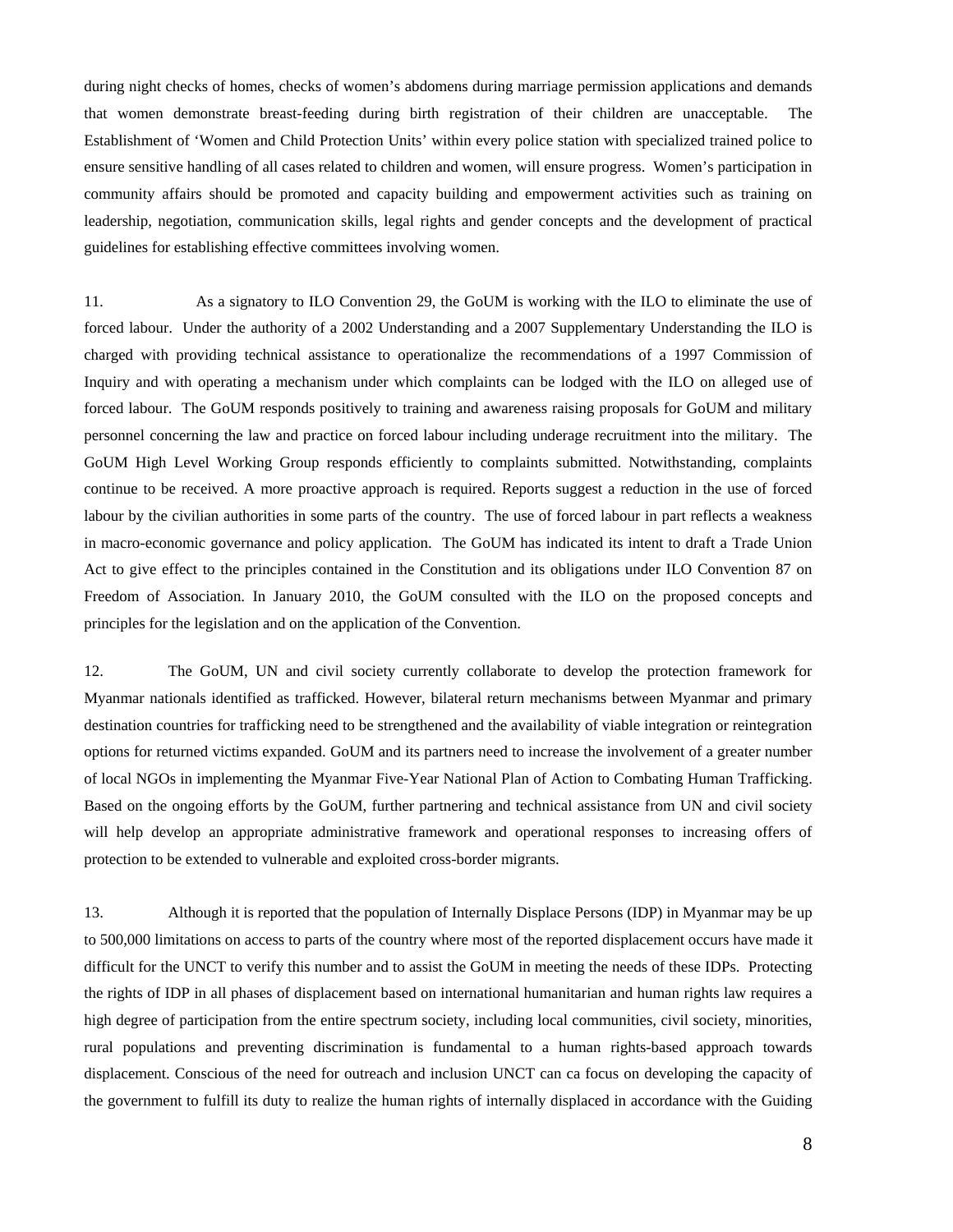during night checks of homes, checks of women's abdomens during marriage permission applications and demands that women demonstrate breast-feeding during birth registration of their children are unacceptable. The Establishment of 'Women and Child Protection Units' within every police station with specialized trained police to ensure sensitive handling of all cases related to children and women, will ensure progress. Women's participation in community affairs should be promoted and capacity building and empowerment activities such as training on leadership, negotiation, communication skills, legal rights and gender concepts and the development of practical guidelines for establishing effective committees involving women.

11. As a signatory to ILO Convention 29, the GoUM is working with the ILO to eliminate the use of forced labour. Under the authority of a 2002 Understanding and a 2007 Supplementary Understanding the ILO is charged with providing technical assistance to operationalize the recommendations of a 1997 Commission of Inquiry and with operating a mechanism under which complaints can be lodged with the ILO on alleged use of forced labour. The GoUM responds positively to training and awareness raising proposals for GoUM and military personnel concerning the law and practice on forced labour including underage recruitment into the military. The GoUM High Level Working Group responds efficiently to complaints submitted. Notwithstanding, complaints continue to be received. A more proactive approach is required. Reports suggest a reduction in the use of forced labour by the civilian authorities in some parts of the country. The use of forced labour in part reflects a weakness in macro-economic governance and policy application. The GoUM has indicated its intent to draft a Trade Union Act to give effect to the principles contained in the Constitution and its obligations under ILO Convention 87 on Freedom of Association. In January 2010, the GoUM consulted with the ILO on the proposed concepts and principles for the legislation and on the application of the Convention.

12. The GoUM, UN and civil society currently collaborate to develop the protection framework for Myanmar nationals identified as trafficked. However, bilateral return mechanisms between Myanmar and primary destination countries for trafficking need to be strengthened and the availability of viable integration or reintegration options for returned victims expanded. GoUM and its partners need to increase the involvement of a greater number of local NGOs in implementing the Myanmar Five-Year National Plan of Action to Combating Human Trafficking. Based on the ongoing efforts by the GoUM, further partnering and technical assistance from UN and civil society will help develop an appropriate administrative framework and operational responses to increasing offers of protection to be extended to vulnerable and exploited cross-border migrants.

13. Although it is reported that the population of Internally Displace Persons (IDP) in Myanmar may be up to 500,000 limitations on access to parts of the country where most of the reported displacement occurs have made it difficult for the UNCT to verify this number and to assist the GoUM in meeting the needs of these IDPs. Protecting the rights of IDP in all phases of displacement based on international humanitarian and human rights law requires a high degree of participation from the entire spectrum society, including local communities, civil society, minorities, rural populations and preventing discrimination is fundamental to a human rights-based approach towards displacement. Conscious of the need for outreach and inclusion UNCT can ca focus on developing the capacity of the government to fulfill its duty to realize the human rights of internally displaced in accordance with the Guiding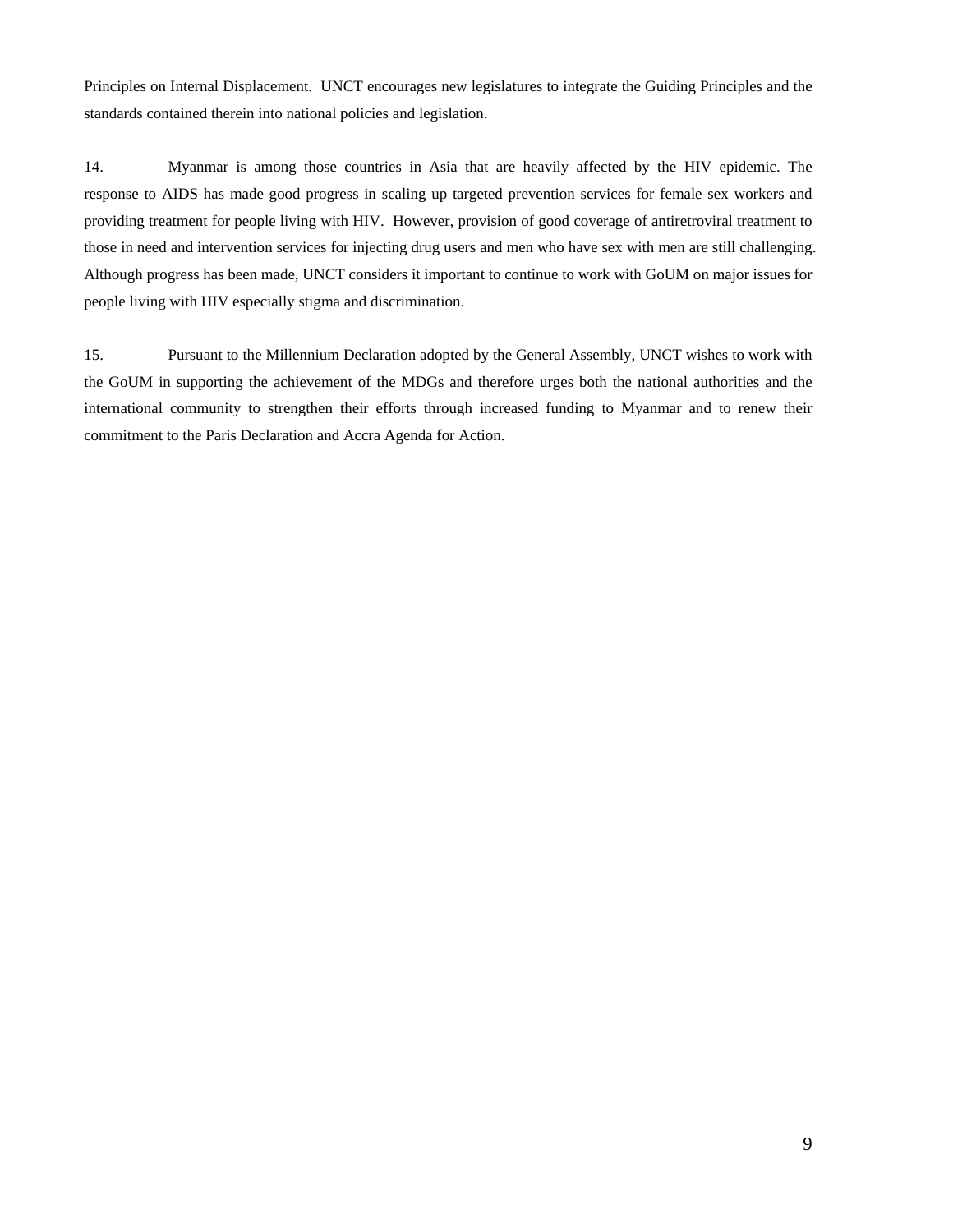Principles on Internal Displacement. UNCT encourages new legislatures to integrate the Guiding Principles and the standards contained therein into national policies and legislation.

14. Myanmar is among those countries in Asia that are heavily affected by the HIV epidemic. The response to AIDS has made good progress in scaling up targeted prevention services for female sex workers and providing treatment for people living with HIV. However, provision of good coverage of antiretroviral treatment to those in need and intervention services for injecting drug users and men who have sex with men are still challenging. Although progress has been made, UNCT considers it important to continue to work with GoUM on major issues for people living with HIV especially stigma and discrimination.

15. Pursuant to the Millennium Declaration adopted by the General Assembly, UNCT wishes to work with the GoUM in supporting the achievement of the MDGs and therefore urges both the national authorities and the international community to strengthen their efforts through increased funding to Myanmar and to renew their commitment to the Paris Declaration and Accra Agenda for Action.